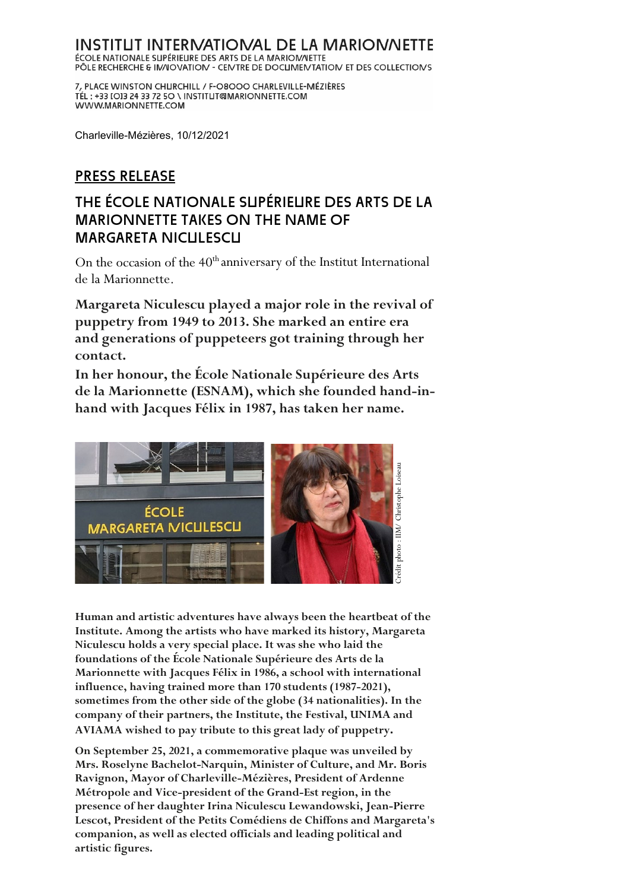INSTITUT INTERNATIONAL DE LA MARIONNETTE
ÉCOLE NATIONALE SUPÉRIEURE DES ARTS DE LA MARIONNETTE
PÔLE RECHERCHE & INNOVATION - CENTRE DE DOCUMENTATION ET DES COLLECTIONS

7, PLACE WINSTON CHURCHILL / F-08000 CHARLEVILLE-MÉZIÈRES
TÉL : +33 [0]3 24 33 72 50 \ INSTITUT@MARIONNETTE.COM
WWW.MARIONNETTE.COM

Charleville-Mézières, 10/12/2021

## PRESS RELEASE

# THE ÉCOLE NATIONALE SUPÉRIEURE DES ARTS DE LA MARIONNETTE TAKES ON THE NAME OF MARGARETA NICULESCU

On the occasion of the 40th anniversary of the Institut International de la Marionnette.

**Margareta Niculescu played a major role in the revival of puppetry from 1949 to 2013. She marked an entire era and generations of puppeteers got training through her contact.**

**In her honour, the École Nationale Supérieure des Arts de la Marionnette (ESNAM), which she founded hand-in-hand with Jacques Félix in 1987, has taken her name.**

Crédit photo : IIM/ Christophe Loiseau

**Human and artistic adventures have always been the heartbeat of the Institute. Among the artists who have marked its history, Margareta Niculescu holds a very special place. It was she who laid the foundations of the École Nationale Supérieure des Arts de la Marionnette with Jacques Félix in 1986, a school with international influence, having trained more than 170 students (1987-2021), sometimes from the other side of the globe (34 nationalities). In the company of their partners, the Institute, the Festival, UNIMA and AVIAMA wished to pay tribute to this great lady of puppetry.**

**On September 25, 2021, a commemorative plaque was unveiled by Mrs. Roselyne Bachelot-Narquin, Minister of Culture, and Mr. Boris Ravignon, Mayor of Charleville-Mézières, President of Ardenne Métropole and Vice-president of the Grand-Est region, in the presence of her daughter Irina Niculescu Lewandowski, Jean-Pierre Lescot, President of the Petits Comédiens de Chiffons and Margareta's companion, as well as elected officials and leading political and artistic figures.**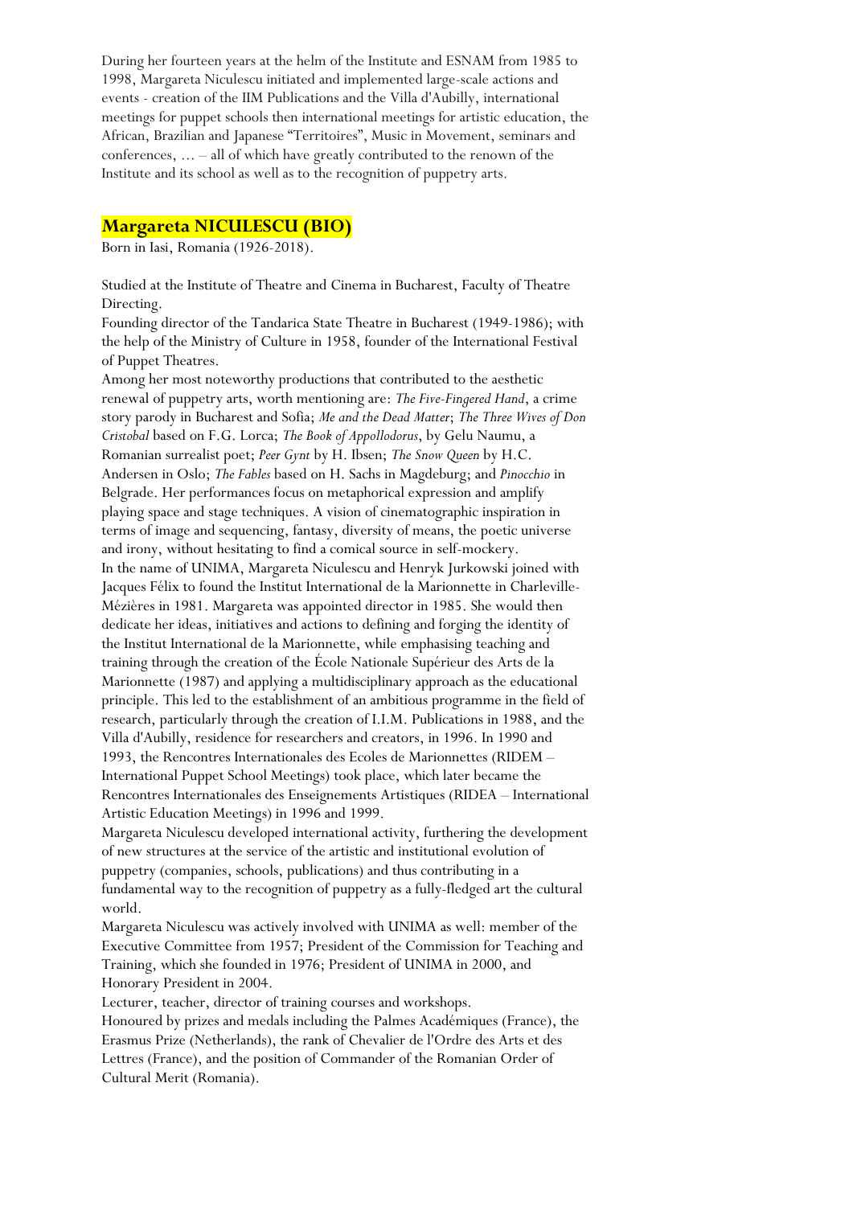During her fourteen years at the helm of the Institute and ESNAM from 1985 to 1998, Margareta Niculescu initiated and implemented large-scale actions and events - creation of the IIM Publications and the Villa d'Aubilly, international meetings for puppet schools then international meetings for artistic education, the African, Brazilian and Japanese "Territoires", Music in Movement, seminars and conferences, … – all of which have greatly contributed to the renown of the Institute and its school as well as to the recognition of puppetry arts.

## Margareta NICULESCU (BIO)

Born in Iasi, Romania (1926-2018).

Studied at the Institute of Theatre and Cinema in Bucharest, Faculty of Theatre Directing.

Founding director of the Tandarica State Theatre in Bucharest (1949-1986); with the help of the Ministry of Culture in 1958, founder of the International Festival of Puppet Theatres.

Among her most noteworthy productions that contributed to the aesthetic renewal of puppetry arts, worth mentioning are: *The Five-Fingered Hand*, a crime story parody in Bucharest and Sofia; *Me and the Dead Matter*; *The Three Wives of Don Cristobal* based on F.G. Lorca; *The Book of Appollodorus*, by Gelu Naumu, a Romanian surrealist poet; *Peer Gynt* by H. Ibsen; *The Snow Queen* by H.C. Andersen in Oslo; *The Fables* based on H. Sachs in Magdeburg; and *Pinocchio* in Belgrade. Her performances focus on metaphorical expression and amplify playing space and stage techniques. A vision of cinematographic inspiration in terms of image and sequencing, fantasy, diversity of means, the poetic universe and irony, without hesitating to find a comical source in self-mockery.

In the name of UNIMA, Margareta Niculescu and Henryk Jurkowski joined with Jacques Félix to found the Institut International de la Marionnette in Charleville-Mézières in 1981. Margareta was appointed director in 1985. She would then dedicate her ideas, initiatives and actions to defining and forging the identity of the Institut International de la Marionnette, while emphasising teaching and training through the creation of the École Nationale Supérieur des Arts de la Marionnette (1987) and applying a multidisciplinary approach as the educational principle. This led to the establishment of an ambitious programme in the field of research, particularly through the creation of I.I.M. Publications in 1988, and the Villa d'Aubilly, residence for researchers and creators, in 1996. In 1990 and 1993, the Rencontres Internationales des Ecoles de Marionnettes (RIDEM – International Puppet School Meetings) took place, which later became the Rencontres Internationales des Enseignements Artistiques (RIDEA – International Artistic Education Meetings) in 1996 and 1999.

Margareta Niculescu developed international activity, furthering the development of new structures at the service of the artistic and institutional evolution of puppetry (companies, schools, publications) and thus contributing in a fundamental way to the recognition of puppetry as a fully-fledged art the cultural world.

Margareta Niculescu was actively involved with UNIMA as well: member of the Executive Committee from 1957; President of the Commission for Teaching and Training, which she founded in 1976; President of UNIMA in 2000, and Honorary President in 2004.

Lecturer, teacher, director of training courses and workshops.

Honoured by prizes and medals including the Palmes Académiques (France), the Erasmus Prize (Netherlands), the rank of Chevalier de l'Ordre des Arts et des Lettres (France), and the position of Commander of the Romanian Order of Cultural Merit (Romania).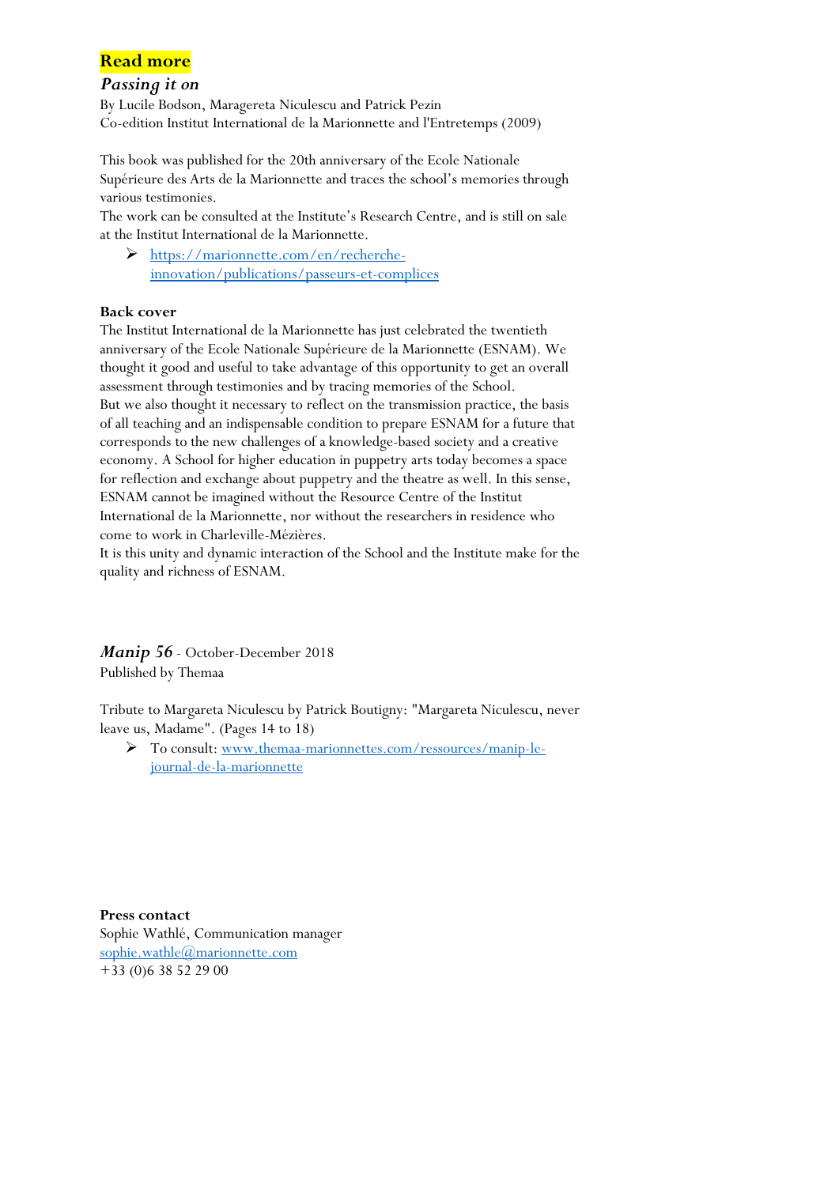**Read more**

***Passing it on***

By Lucile Bodson, Maragereta Niculescu and Patrick Pezin
Co-edition Institut International de la Marionnette and l'Entretemps (2009)

This book was published for the 20th anniversary of the Ecole Nationale Supérieure des Arts de la Marionnette and traces the school's memories through various testimonies.
The work can be consulted at the Institute's Research Centre, and is still on sale at the Institut International de la Marionnette.

- https://marionnette.com/en/recherche-innovation/publications/passeurs-et-complices

**Back cover**

The Institut International de la Marionnette has just celebrated the twentieth anniversary of the Ecole Nationale Supérieure de la Marionnette (ESNAM). We thought it good and useful to take advantage of this opportunity to get an overall assessment through testimonies and by tracing memories of the School.
But we also thought it necessary to reflect on the transmission practice, the basis of all teaching and an indispensable condition to prepare ESNAM for a future that corresponds to the new challenges of a knowledge-based society and a creative economy. A School for higher education in puppetry arts today becomes a space for reflection and exchange about puppetry and the theatre as well. In this sense, ESNAM cannot be imagined without the Resource Centre of the Institut International de la Marionnette, nor without the researchers in residence who come to work in Charleville-Mézières.
It is this unity and dynamic interaction of the School and the Institute make for the quality and richness of ESNAM.

***Manip 56*** - October-December 2018
Published by Themaa

Tribute to Margareta Niculescu by Patrick Boutigny: "Margareta Niculescu, never leave us, Madame". (Pages 14 to 18)

- To consult: www.themaa-marionnettes.com/ressources/manip-le-journal-de-la-marionnette

**Press contact**
Sophie Wathlé, Communication manager
sophie.wathle@marionnette.com
+33 (0)6 38 52 29 00